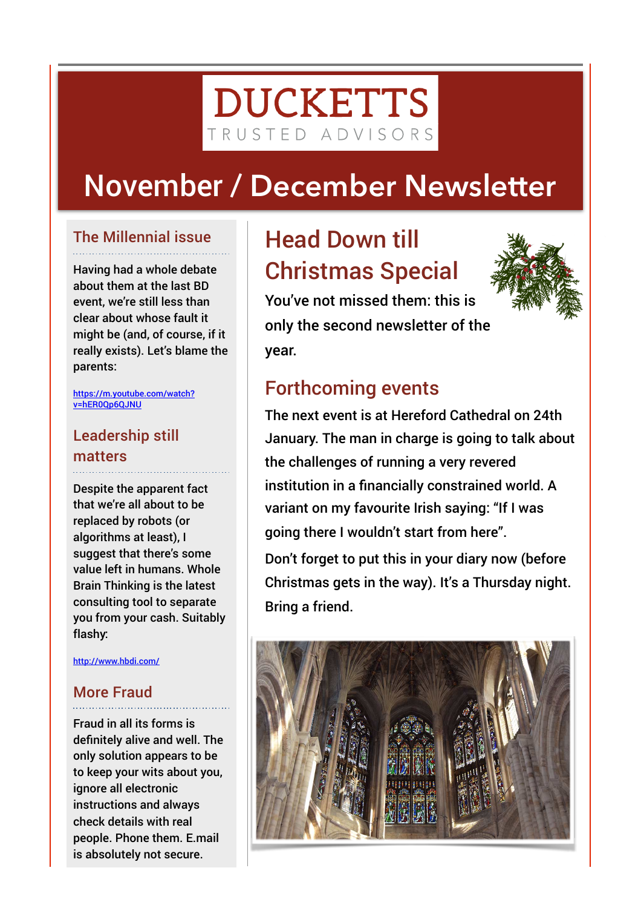# DUCKETTS

TRUSTED ADVISORS

# November / December Newsletter

## The Millennial issue

Having had a whole debate about them at the last BD event, we're still less than clear about whose fault it might be (and, of course, if it really exists). Let's blame the parents:

https://m.youtube.com/watch?v=hER0Qp6QJNU

## Leadership still matters

Despite the apparent fact that we're all about to be replaced by robots (or algorithms at least), I suggest that there's some value left in humans. Whole Brain Thinking is the latest consulting tool to separate you from your cash. Suitably flashy:

http://www.hbdi.com/

## More Fraud

Fraud in all its forms is definitely alive and well. The only solution appears to be to keep your wits about you, ignore all electronic instructions and always check details with real people. Phone them. E.mail is absolutely not secure.

## Head Down till Christmas Special

You've not missed them: this is only the second newsletter of the year.

## Forthcoming events

The next event is at Hereford Cathedral on 24th January. The man in charge is going to talk about the challenges of running a very revered institution in a financially constrained world. A variant on my favourite Irish saying: "If I was going there I wouldn't start from here".

Don't forget to put this in your diary now (before Christmas gets in the way). It's a Thursday night. Bring a friend.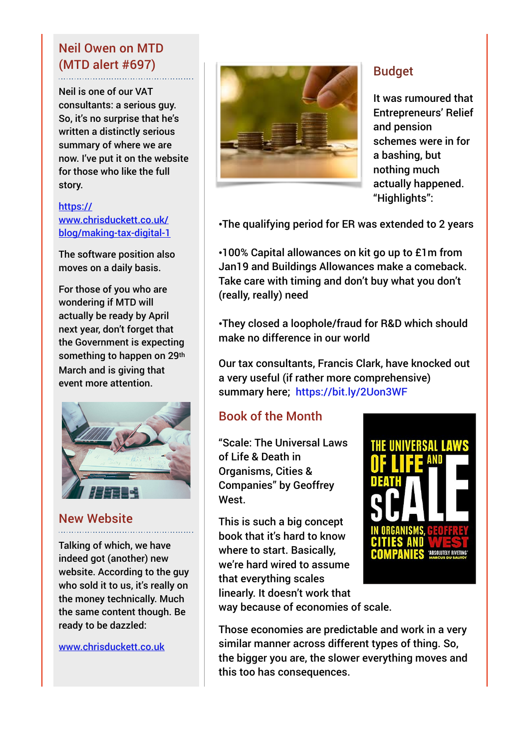## Neil Owen on MTD (MTD alert #697)

Neil is one of our VAT consultants: a serious guy. So, it's no surprise that he's written a distinctly serious summary of where we are now. I've put it on the website for those who like the full story.

https://www.chrisduckett.co.uk/blog/making-tax-digital-1

The software position also moves on a daily basis.

For those of you who are wondering if MTD will actually be ready by April next year, don't forget that the Government is expecting something to happen on 29th March and is giving that event more attention.

## New Website

Talking of which, we have indeed got (another) new website. According to the guy who sold it to us, it's really on the money technically. Much the same content though. Be ready to be dazzled:

www.chrisduckett.co.uk

## Budget

It was rumoured that Entrepreneurs' Relief and pension schemes were in for a bashing, but nothing much actually happened. "Highlights":

•The qualifying period for ER was extended to 2 years

•100% Capital allowances on kit go up to £1m from Jan19 and Buildings Allowances make a comeback. Take care with timing and don't buy what you don't (really, really) need

•They closed a loophole/fraud for R&D which should make no difference in our world

Our tax consultants, Francis Clark, have knocked out a very useful (if rather more comprehensive) summary here; https://bit.ly/2Uon3WF

## Book of the Month

"Scale: The Universal Laws of Life & Death in Organisms, Cities & Companies" by Geoffrey West.

This is such a big concept book that it's hard to know where to start. Basically, we're hard wired to assume that everything scales linearly. It doesn't work that way because of economies of scale.

Those economies are predictable and work in a very similar manner across different types of thing. So, the bigger you are, the slower everything moves and this too has consequences.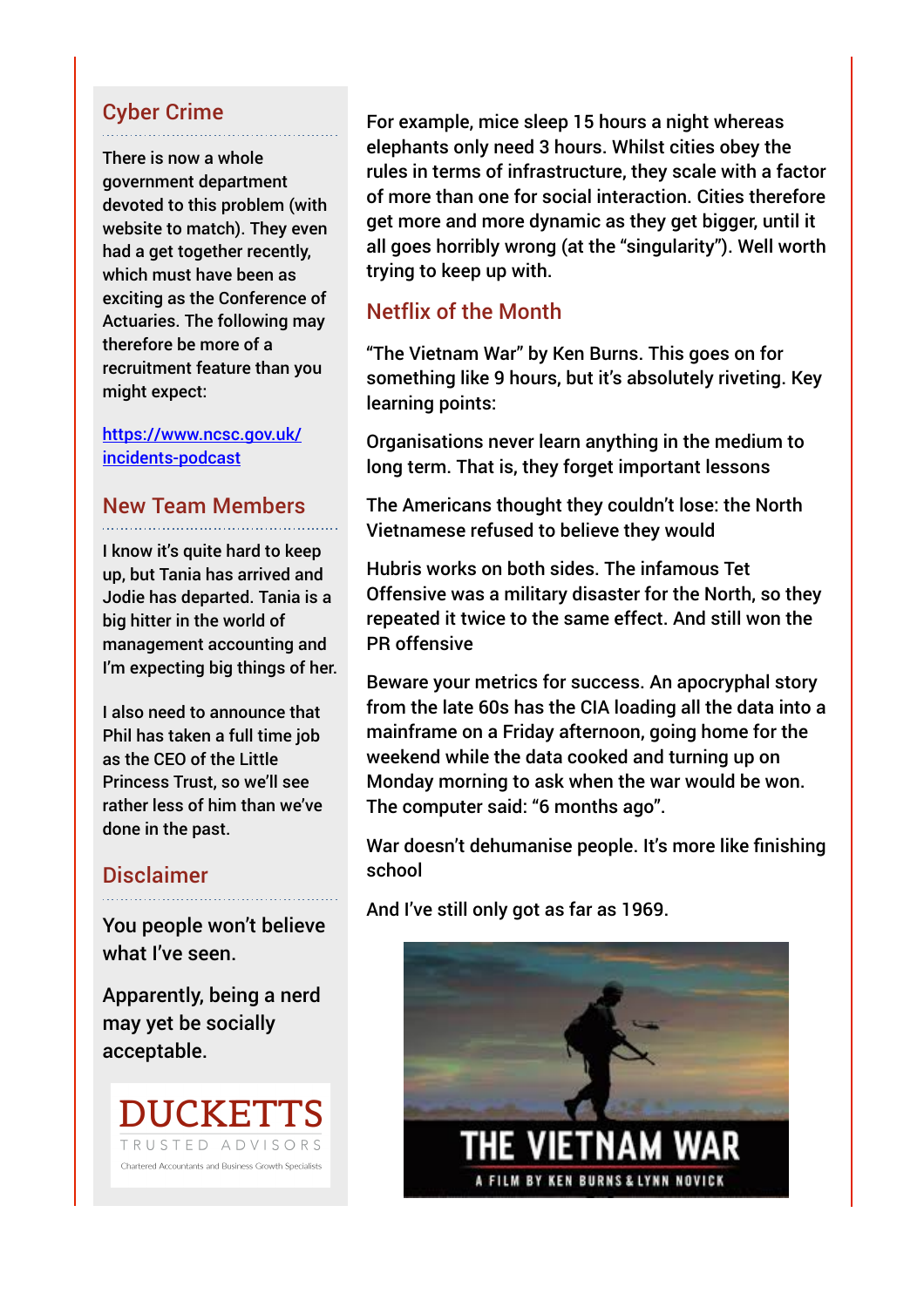## Cyber Crime

There is now a whole government department devoted to this problem (with website to match). They even had a get together recently, which must have been as exciting as the Conference of Actuaries. The following may therefore be more of a recruitment feature than you might expect:

https://www.ncsc.gov.uk/incidents-podcast

## New Team Members

I know it's quite hard to keep up, but Tania has arrived and Jodie has departed. Tania is a big hitter in the world of management accounting and I'm expecting big things of her.

I also need to announce that Phil has taken a full time job as the CEO of the Little Princess Trust, so we'll see rather less of him than we've done in the past.

## Disclaimer

You people won't believe what I've seen.

Apparently, being a nerd may yet be socially acceptable.

DUCKETTS
TRUSTED ADVISORS
Chartered Accountants and Business Growth Specialists

For example, mice sleep 15 hours a night whereas elephants only need 3 hours. Whilst cities obey the rules in terms of infrastructure, they scale with a factor of more than one for social interaction. Cities therefore get more and more dynamic as they get bigger, until it all goes horribly wrong (at the "singularity"). Well worth trying to keep up with.

## Netflix of the Month

"The Vietnam War" by Ken Burns. This goes on for something like 9 hours, but it's absolutely riveting. Key learning points:

Organisations never learn anything in the medium to long term. That is, they forget important lessons

The Americans thought they couldn't lose: the North Vietnamese refused to believe they would

Hubris works on both sides. The infamous Tet Offensive was a military disaster for the North, so they repeated it twice to the same effect. And still won the PR offensive

Beware your metrics for success. An apocryphal story from the late 60s has the CIA loading all the data into a mainframe on a Friday afternoon, going home for the weekend while the data cooked and turning up on Monday morning to ask when the war would be won. The computer said: "6 months ago".

War doesn't dehumanise people. It's more like finishing school

And I've still only got as far as 1969.

THE VIETNAM WAR
A FILM BY KEN BURNS & LYNN NOVICK